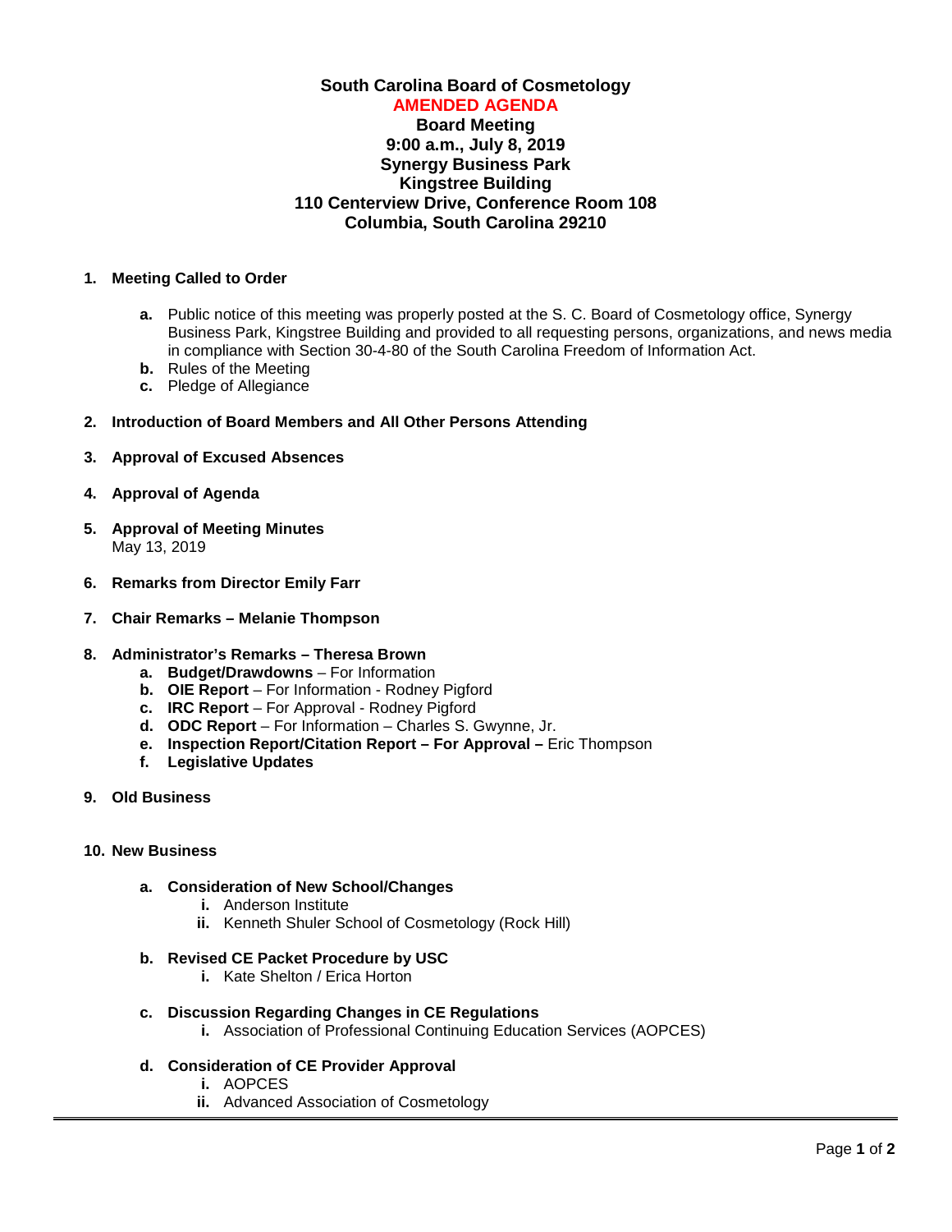# South Carolina Board of Cosmetology

## AMENDED AGENDA

**Board Meeting**
**9:00 a.m., July 8, 2019**
**Synergy Business Park**
**Kingstree Building**
**110 Centerview Drive, Conference Room 108**
**Columbia, South Carolina 29210**

1. **Meeting Called to Order**
   - **a.** Public notice of this meeting was properly posted at the S. C. Board of Cosmetology office, Synergy Business Park, Kingstree Building and provided to all requesting persons, organizations, and news media in compliance with Section 30-4-80 of the South Carolina Freedom of Information Act.
   - **b.** Rules of the Meeting
   - **c.** Pledge of Allegiance

2. **Introduction of Board Members and All Other Persons Attending**

3. **Approval of Excused Absences**

4. **Approval of Agenda**

5. **Approval of Meeting Minutes**
   May 13, 2019

6. **Remarks from Director Emily Farr**

7. **Chair Remarks – Melanie Thompson**

8. **Administrator's Remarks – Theresa Brown**
   - **a. Budget/Drawdowns** – For Information
   - **b. OIE Report** – For Information - Rodney Pigford
   - **c. IRC Report** – For Approval - Rodney Pigford
   - **d. ODC Report** – For Information – Charles S. Gwynne, Jr.
   - **e. Inspection Report/Citation Report – For Approval –** Eric Thompson
   - **f. Legislative Updates**

9. **Old Business**

10. **New Business**
    - **a. Consideration of New School/Changes**
      - **i.** Anderson Institute
      - **ii.** Kenneth Shuler School of Cosmetology (Rock Hill)
    - **b. Revised CE Packet Procedure by USC**
      - **i.** Kate Shelton / Erica Horton
    - **c. Discussion Regarding Changes in CE Regulations**
      - **i.** Association of Professional Continuing Education Services (AOPCES)
    - **d. Consideration of CE Provider Approval**
      - **i.** AOPCES
      - **ii.** Advanced Association of Cosmetology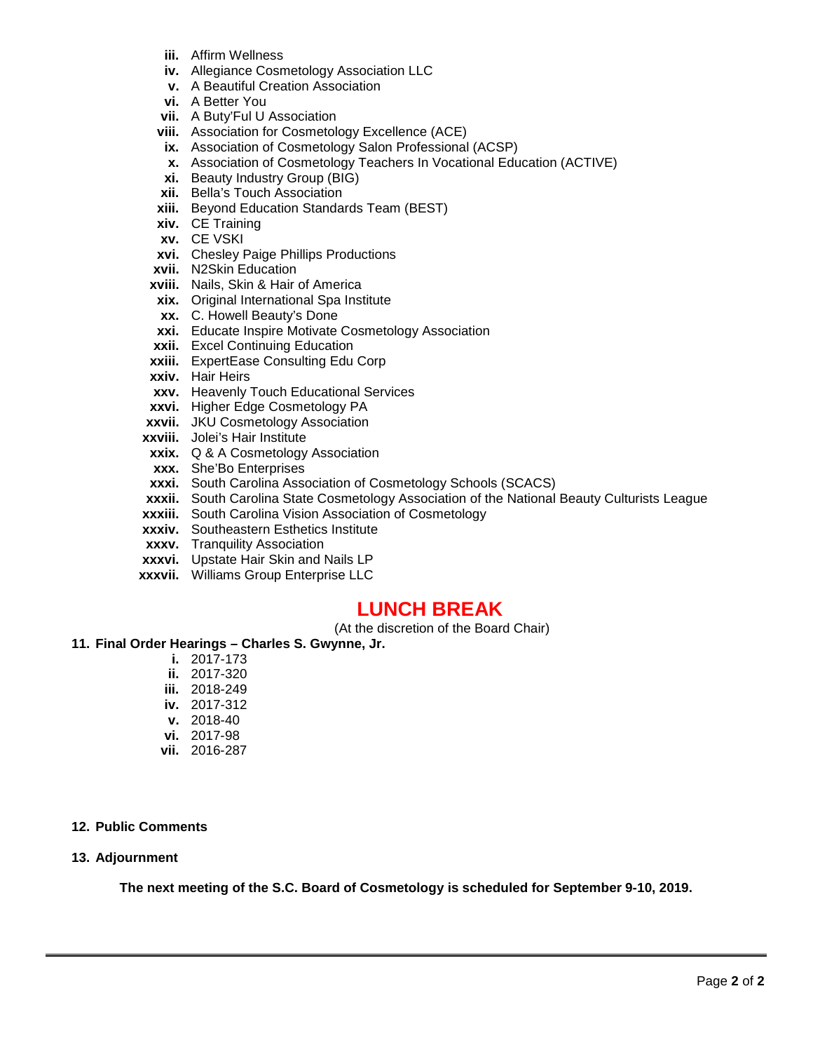iii. Affirm Wellness
iv. Allegiance Cosmetology Association LLC
v. A Beautiful Creation Association
vi. A Better You
vii. A Buty'Ful U Association
viii. Association for Cosmetology Excellence (ACE)
ix. Association of Cosmetology Salon Professional (ACSP)
x. Association of Cosmetology Teachers In Vocational Education (ACTIVE)
xi. Beauty Industry Group (BIG)
xii. Bella's Touch Association
xiii. Beyond Education Standards Team (BEST)
xiv. CE Training
xv. CE VSKI
xvi. Chesley Paige Phillips Productions
xvii. N2Skin Education
xviii. Nails, Skin & Hair of America
xix. Original International Spa Institute
xx. C. Howell Beauty's Done
xxi. Educate Inspire Motivate Cosmetology Association
xxii. Excel Continuing Education
xxiii. ExpertEase Consulting Edu Corp
xxiv. Hair Heirs
xxv. Heavenly Touch Educational Services
xxvi. Higher Edge Cosmetology PA
xxvii. JKU Cosmetology Association
xxviii. Jolei's Hair Institute
xxix. Q & A Cosmetology Association
xxx. She'Bo Enterprises
xxxi. South Carolina Association of Cosmetology Schools (SCACS)
xxxii. South Carolina State Cosmetology Association of the National Beauty Culturists League
xxxiii. South Carolina Vision Association of Cosmetology
xxxiv. Southeastern Esthetics Institute
xxxv. Tranquility Association
xxxvi. Upstate Hair Skin and Nails LP
xxxvii. Williams Group Enterprise LLC

## LUNCH BREAK

(At the discretion of the Board Chair)

**11. Final Order Hearings – Charles S. Gwynne, Jr.**

i. 2017-173
ii. 2017-320
iii. 2018-249
iv. 2017-312
v. 2018-40
vi. 2017-98
vii. 2016-287

**12. Public Comments**

**13. Adjournment**

**The next meeting of the S.C. Board of Cosmetology is scheduled for September 9-10, 2019.**